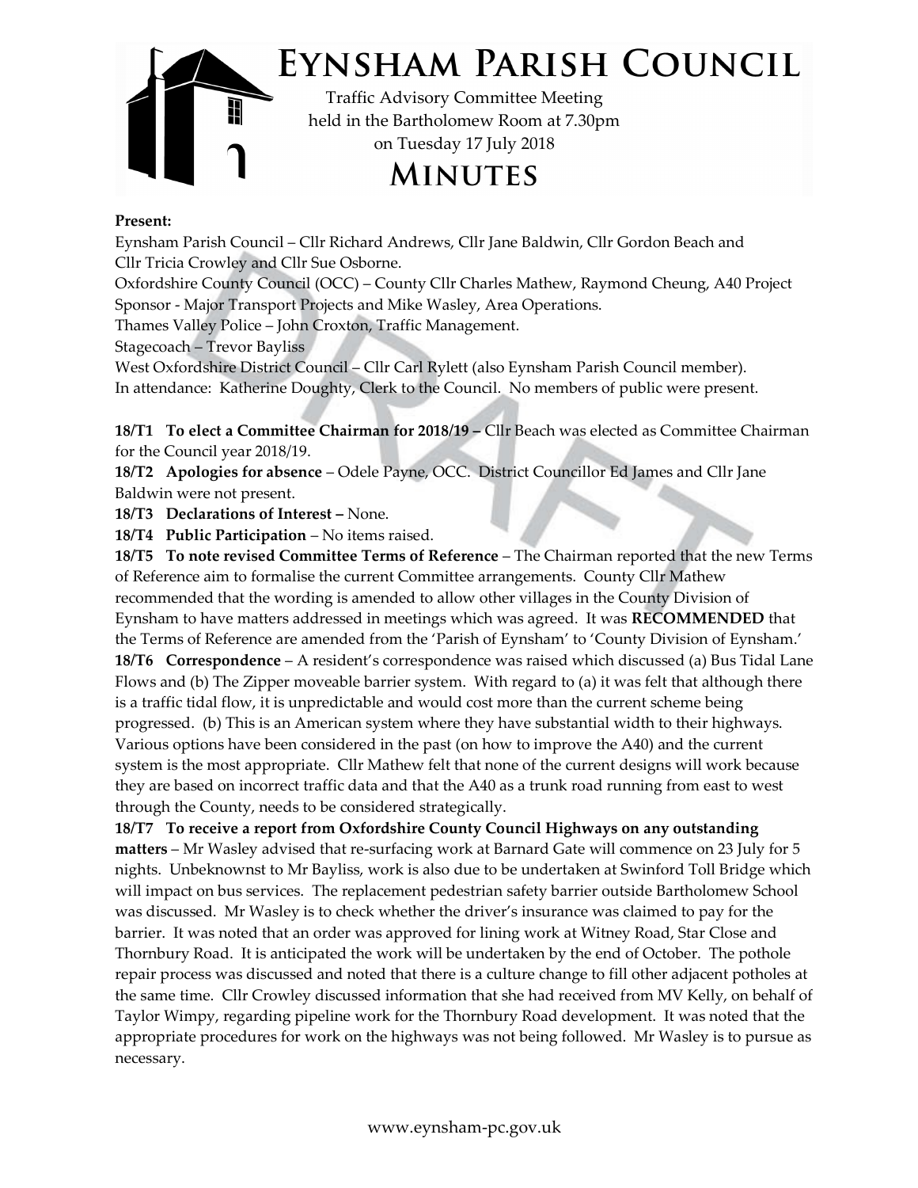# Eynsham Parish Council

Traffic Advisory Committee Meeting
held in the Bartholomew Room at 7.30pm
on Tuesday 17 July 2018

# Minutes

**Present:**

Eynsham Parish Council – Cllr Richard Andrews, Cllr Jane Baldwin, Cllr Gordon Beach and Cllr Tricia Crowley and Cllr Sue Osborne.
Oxfordshire County Council (OCC) – County Cllr Charles Mathew, Raymond Cheung, A40 Project Sponsor - Major Transport Projects and Mike Wasley, Area Operations.
Thames Valley Police – John Croxton, Traffic Management.
Stagecoach – Trevor Bayliss
West Oxfordshire District Council – Cllr Carl Rylett (also Eynsham Parish Council member).
In attendance: Katherine Doughty, Clerk to the Council. No members of public were present.

**18/T1 To elect a Committee Chairman for 2018/19 –** Cllr Beach was elected as Committee Chairman for the Council year 2018/19.

**18/T2 Apologies for absence** – Odele Payne, OCC. District Councillor Ed James and Cllr Jane Baldwin were not present.

**18/T3 Declarations of Interest –** None.

**18/T4 Public Participation** – No items raised.

**18/T5 To note revised Committee Terms of Reference** – The Chairman reported that the new Terms of Reference aim to formalise the current Committee arrangements. County Cllr Mathew recommended that the wording is amended to allow other villages in the County Division of Eynsham to have matters addressed in meetings which was agreed. It was **RECOMMENDED** that the Terms of Reference are amended from the 'Parish of Eynsham' to 'County Division of Eynsham.'

**18/T6 Correspondence** – A resident's correspondence was raised which discussed (a) Bus Tidal Lane Flows and (b) The Zipper moveable barrier system. With regard to (a) it was felt that although there is a traffic tidal flow, it is unpredictable and would cost more than the current scheme being progressed. (b) This is an American system where they have substantial width to their highways. Various options have been considered in the past (on how to improve the A40) and the current system is the most appropriate. Cllr Mathew felt that none of the current designs will work because they are based on incorrect traffic data and that the A40 as a trunk road running from east to west through the County, needs to be considered strategically.

**18/T7 To receive a report from Oxfordshire County Council Highways on any outstanding matters** – Mr Wasley advised that re-surfacing work at Barnard Gate will commence on 23 July for 5 nights. Unbeknownst to Mr Bayliss, work is also due to be undertaken at Swinford Toll Bridge which will impact on bus services. The replacement pedestrian safety barrier outside Bartholomew School was discussed. Mr Wasley is to check whether the driver's insurance was claimed to pay for the barrier. It was noted that an order was approved for lining work at Witney Road, Star Close and Thornbury Road. It is anticipated the work will be undertaken by the end of October. The pothole repair process was discussed and noted that there is a culture change to fill other adjacent potholes at the same time. Cllr Crowley discussed information that she had received from MV Kelly, on behalf of Taylor Wimpy, regarding pipeline work for the Thornbury Road development. It was noted that the appropriate procedures for work on the highways was not being followed. Mr Wasley is to pursue as necessary.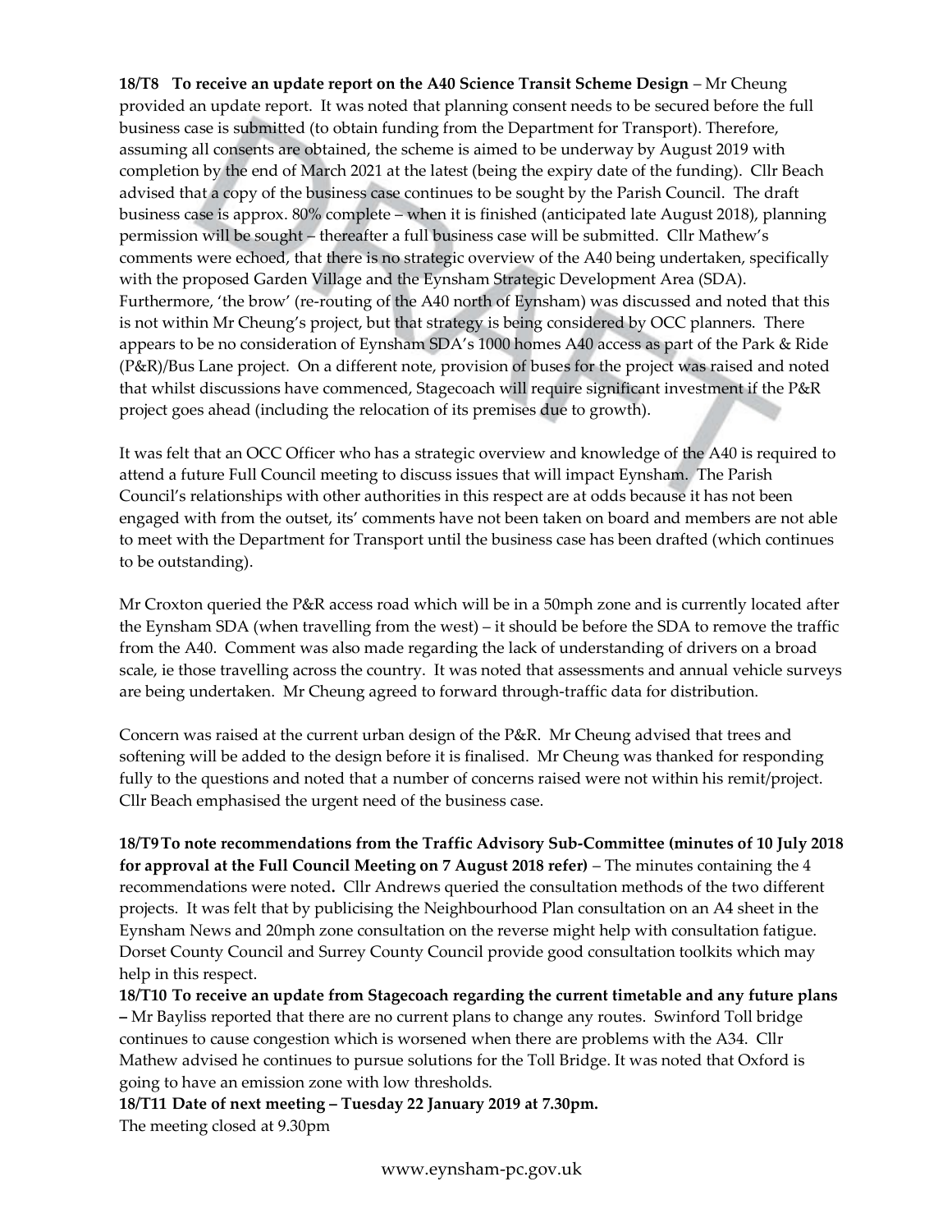**18/T8 To receive an update report on the A40 Science Transit Scheme Design** – Mr Cheung provided an update report. It was noted that planning consent needs to be secured before the full business case is submitted (to obtain funding from the Department for Transport). Therefore, assuming all consents are obtained, the scheme is aimed to be underway by August 2019 with completion by the end of March 2021 at the latest (being the expiry date of the funding). Cllr Beach advised that a copy of the business case continues to be sought by the Parish Council. The draft business case is approx. 80% complete – when it is finished (anticipated late August 2018), planning permission will be sought – thereafter a full business case will be submitted. Cllr Mathew's comments were echoed, that there is no strategic overview of the A40 being undertaken, specifically with the proposed Garden Village and the Eynsham Strategic Development Area (SDA). Furthermore, 'the brow' (re-routing of the A40 north of Eynsham) was discussed and noted that this is not within Mr Cheung's project, but that strategy is being considered by OCC planners. There appears to be no consideration of Eynsham SDA's 1000 homes A40 access as part of the Park & Ride (P&R)/Bus Lane project. On a different note, provision of buses for the project was raised and noted that whilst discussions have commenced, Stagecoach will require significant investment if the P&R project goes ahead (including the relocation of its premises due to growth).

It was felt that an OCC Officer who has a strategic overview and knowledge of the A40 is required to attend a future Full Council meeting to discuss issues that will impact Eynsham. The Parish Council's relationships with other authorities in this respect are at odds because it has not been engaged with from the outset, its' comments have not been taken on board and members are not able to meet with the Department for Transport until the business case has been drafted (which continues to be outstanding).

Mr Croxton queried the P&R access road which will be in a 50mph zone and is currently located after the Eynsham SDA (when travelling from the west) – it should be before the SDA to remove the traffic from the A40. Comment was also made regarding the lack of understanding of drivers on a broad scale, ie those travelling across the country. It was noted that assessments and annual vehicle surveys are being undertaken. Mr Cheung agreed to forward through-traffic data for distribution.

Concern was raised at the current urban design of the P&R. Mr Cheung advised that trees and softening will be added to the design before it is finalised. Mr Cheung was thanked for responding fully to the questions and noted that a number of concerns raised were not within his remit/project. Cllr Beach emphasised the urgent need of the business case.

**18/T9 To note recommendations from the Traffic Advisory Sub-Committee (minutes of 10 July 2018 for approval at the Full Council Meeting on 7 August 2018 refer)** – The minutes containing the 4 recommendations were noted**.** Cllr Andrews queried the consultation methods of the two different projects. It was felt that by publicising the Neighbourhood Plan consultation on an A4 sheet in the Eynsham News and 20mph zone consultation on the reverse might help with consultation fatigue. Dorset County Council and Surrey County Council provide good consultation toolkits which may help in this respect.

**18/T10 To receive an update from Stagecoach regarding the current timetable and any future plans –** Mr Bayliss reported that there are no current plans to change any routes. Swinford Toll bridge continues to cause congestion which is worsened when there are problems with the A34. Cllr Mathew advised he continues to pursue solutions for the Toll Bridge. It was noted that Oxford is going to have an emission zone with low thresholds.

**18/T11 Date of next meeting – Tuesday 22 January 2019 at 7.30pm.**

The meeting closed at 9.30pm